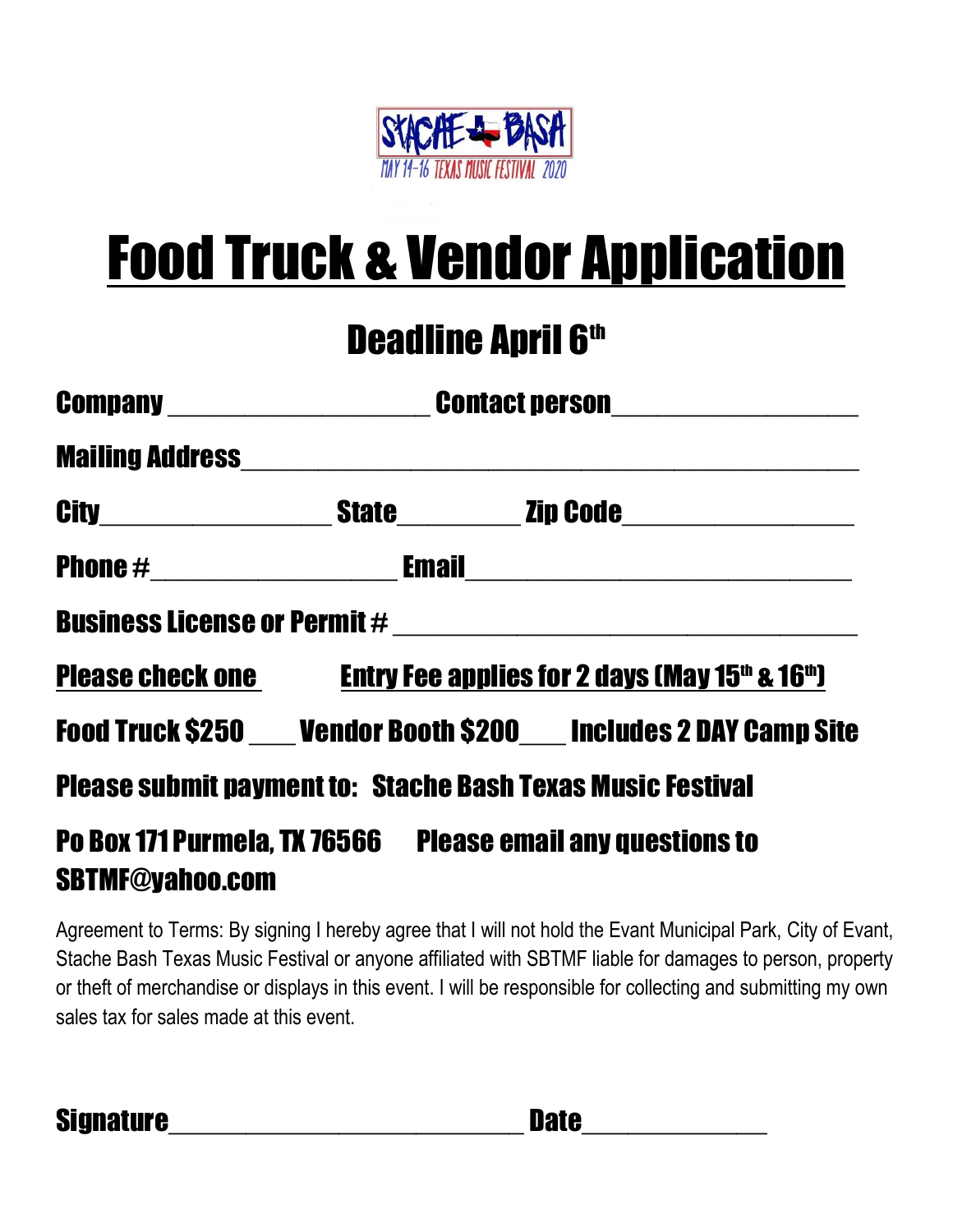STACHE BASH
MAY 14-16 TEXAS MUSIC FESTIVAL 2020

# Food Truck & Vendor Application

## Deadline April 6th

**Company** ____________________ **Contact person** ____________________

**Mailing Address** ______________________________________________

**City** __________________ **State** __________ **Zip Code** __________________

**Phone #** ___________________ **Email** ______________________________

**Business License or Permit #** ___________________________________

**Please check one** **Entry Fee applies for 2 days (May 15th & 16th)**

**Food Truck $250 ___ Vendor Booth $200___ Includes 2 DAY Camp Site**

**Please submit payment to: Stache Bash Texas Music Festival**

**Po Box 171 Purmela, TX 76566 Please email any questions to SBTMF@yahoo.com**

Agreement to Terms: By signing I hereby agree that I will not hold the Evant Municipal Park, City of Evant, Stache Bash Texas Music Festival or anyone affiliated with SBTMF liable for damages to person, property or theft of merchandise or displays in this event. I will be responsible for collecting and submitting my own sales tax for sales made at this event.

**Signature** _____________________________ **Date** ______________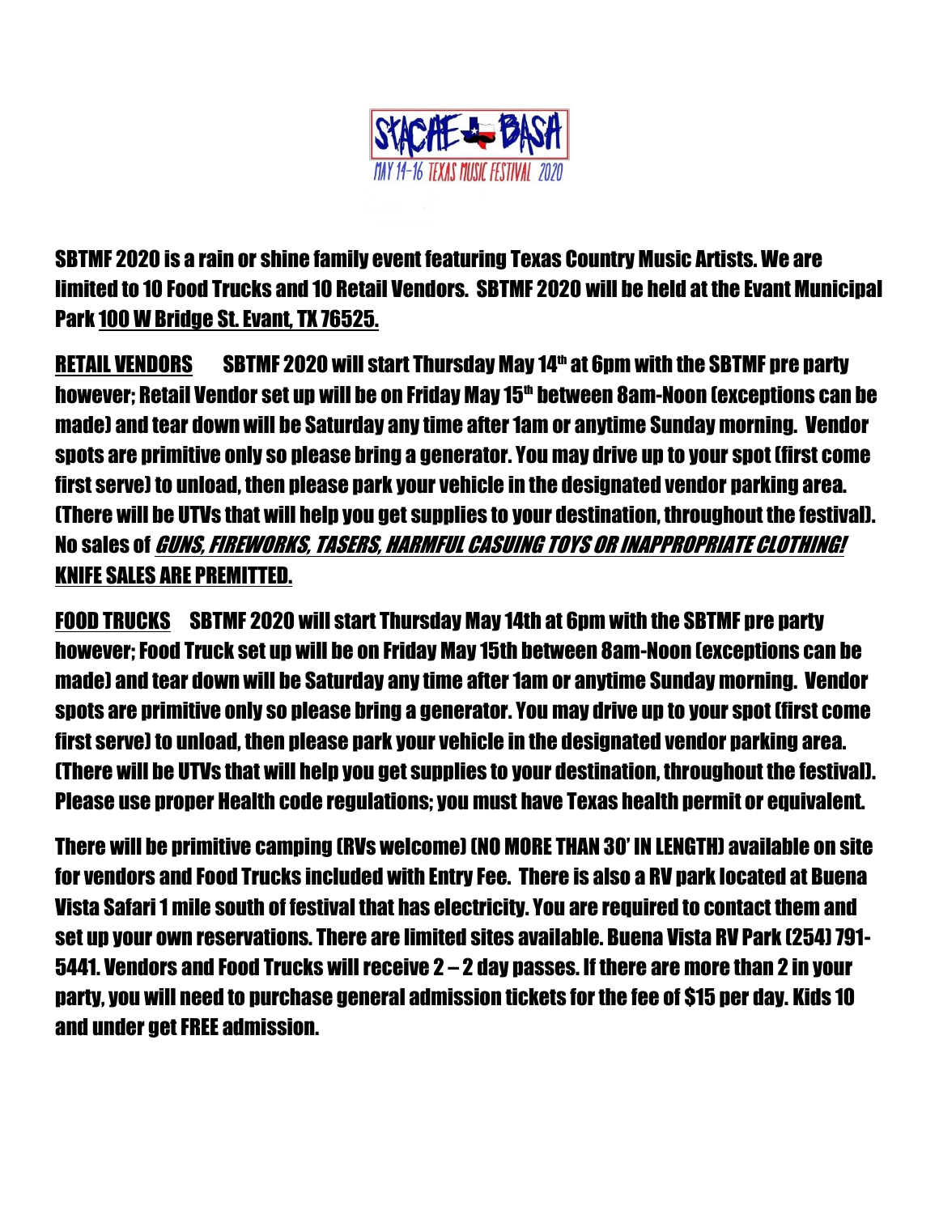STACHE BASH

MAY 14-16 TEXAS MUSIC FESTIVAL 2020

**SBTMF 2020 is a rain or shine family event featuring Texas Country Music Artists. We are limited to 10 Food Trucks and 10 Retail Vendors. SBTMF 2020 will be held at the Evant Municipal Park 100 W Bridge St. Evant, TX 76525.**

**RETAIL VENDORS** SBTMF 2020 will start Thursday May 14th at 6pm with the SBTMF pre party however; Retail Vendor set up will be on Friday May 15th between 8am-Noon (exceptions can be made) and tear down will be Saturday any time after 1am or anytime Sunday morning. Vendor spots are primitive only so please bring a generator. You may drive up to your spot (first come first serve) to unload, then please park your vehicle in the designated vendor parking area. (There will be UTVs that will help you get supplies to your destination, throughout the festival). No sales of ***GUNS, FIREWORKS, TASERS, HARMFUL CASUING TOYS OR INAPPROPRIATE CLOTHING!*** **KNIFE SALES ARE PREMITTED.**

**FOOD TRUCKS** SBTMF 2020 will start Thursday May 14th at 6pm with the SBTMF pre party however; Food Truck set up will be on Friday May 15th between 8am-Noon (exceptions can be made) and tear down will be Saturday any time after 1am or anytime Sunday morning. Vendor spots are primitive only so please bring a generator. You may drive up to your spot (first come first serve) to unload, then please park your vehicle in the designated vendor parking area. (There will be UTVs that will help you get supplies to your destination, throughout the festival). Please use proper Health code regulations; you must have Texas health permit or equivalent.

There will be primitive camping (RVs welcome) (NO MORE THAN 30' IN LENGTH) available on site for vendors and Food Trucks included with Entry Fee. There is also a RV park located at Buena Vista Safari 1 mile south of festival that has electricity. You are required to contact them and set up your own reservations. There are limited sites available. Buena Vista RV Park (254) 791-5441. Vendors and Food Trucks will receive 2 – 2 day passes. If there are more than 2 in your party, you will need to purchase general admission tickets for the fee of $15 per day. Kids 10 and under get FREE admission.